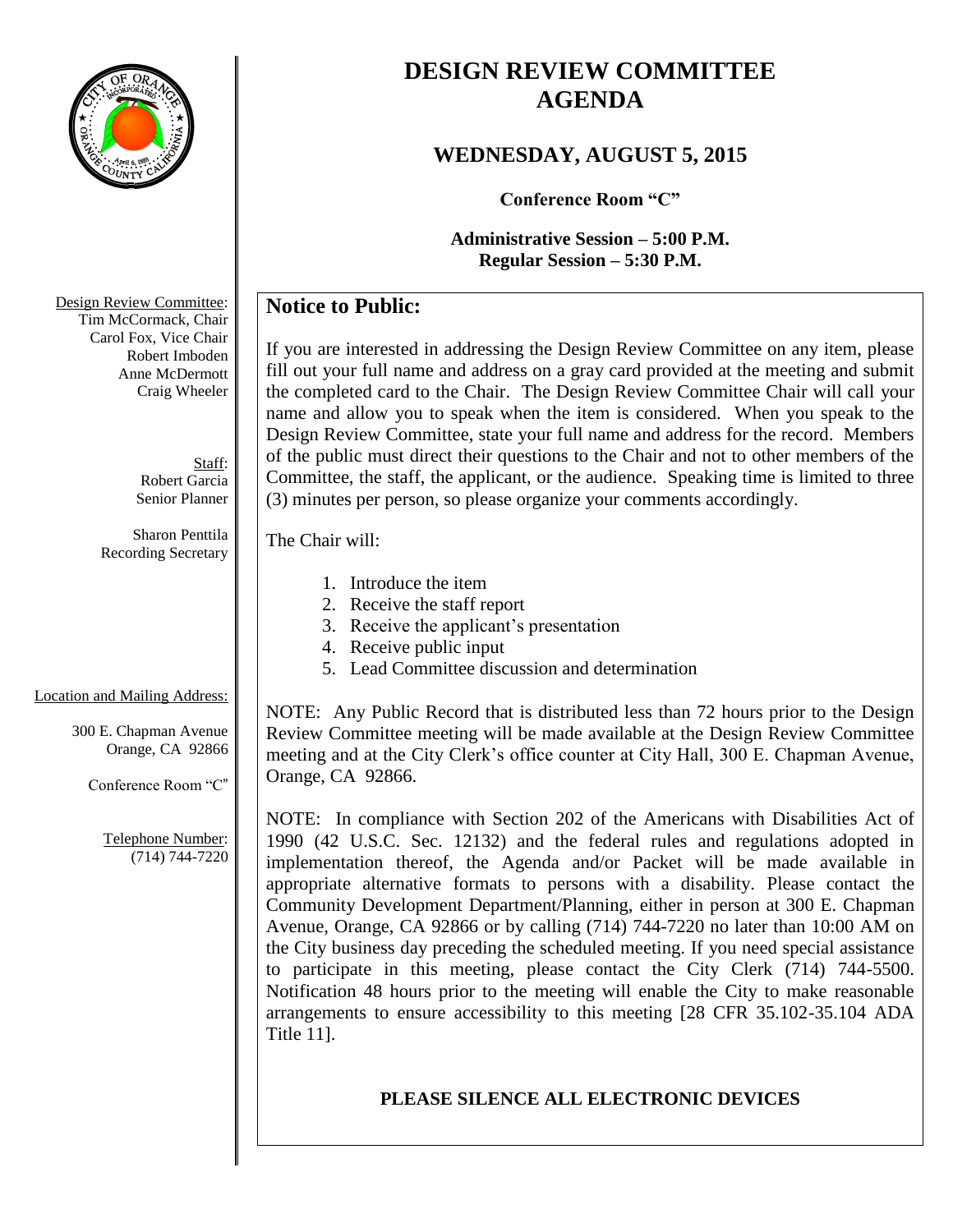# DESIGN REVIEW COMMITTEE AGENDA

## WEDNESDAY, AUGUST 5, 2015

**Conference Room "C"**

**Administrative Session – 5:00 P.M.**
**Regular Session – 5:30 P.M.**

Design Review Committee:
Tim McCormack, Chair
Carol Fox, Vice Chair
Robert Imboden
Anne McDermott
Craig Wheeler

Staff:
Robert Garcia
Senior Planner

Sharon Penttila
Recording Secretary

Location and Mailing Address:

300 E. Chapman Avenue
Orange, CA 92866

Conference Room "C"

Telephone Number:
(714) 744-7220

## Notice to Public:

If you are interested in addressing the Design Review Committee on any item, please fill out your full name and address on a gray card provided at the meeting and submit the completed card to the Chair. The Design Review Committee Chair will call your name and allow you to speak when the item is considered. When you speak to the Design Review Committee, state your full name and address for the record. Members of the public must direct their questions to the Chair and not to other members of the Committee, the staff, the applicant, or the audience. Speaking time is limited to three (3) minutes per person, so please organize your comments accordingly.

The Chair will:

1. Introduce the item
2. Receive the staff report
3. Receive the applicant's presentation
4. Receive public input
5. Lead Committee discussion and determination

NOTE: Any Public Record that is distributed less than 72 hours prior to the Design Review Committee meeting will be made available at the Design Review Committee meeting and at the City Clerk's office counter at City Hall, 300 E. Chapman Avenue, Orange, CA 92866.

NOTE: In compliance with Section 202 of the Americans with Disabilities Act of 1990 (42 U.S.C. Sec. 12132) and the federal rules and regulations adopted in implementation thereof, the Agenda and/or Packet will be made available in appropriate alternative formats to persons with a disability. Please contact the Community Development Department/Planning, either in person at 300 E. Chapman Avenue, Orange, CA 92866 or by calling (714) 744-7220 no later than 10:00 AM on the City business day preceding the scheduled meeting. If you need special assistance to participate in this meeting, please contact the City Clerk (714) 744-5500. Notification 48 hours prior to the meeting will enable the City to make reasonable arrangements to ensure accessibility to this meeting [28 CFR 35.102-35.104 ADA Title 11].

**PLEASE SILENCE ALL ELECTRONIC DEVICES**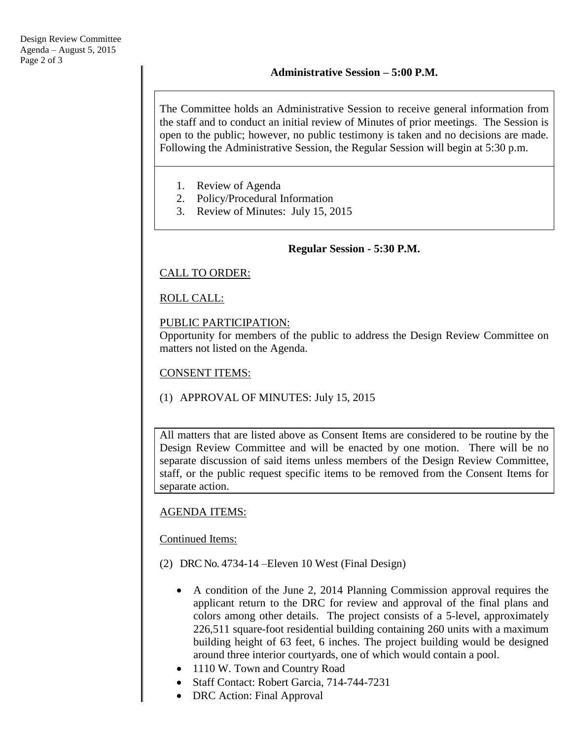**Administrative Session – 5:00 P.M.**

The Committee holds an Administrative Session to receive general information from the staff and to conduct an initial review of Minutes of prior meetings. The Session is open to the public; however, no public testimony is taken and no decisions are made. Following the Administrative Session, the Regular Session will begin at 5:30 p.m.

1. Review of Agenda
2. Policy/Procedural Information
3. Review of Minutes: July 15, 2015

**Regular Session - 5:30 P.M.**

CALL TO ORDER:

ROLL CALL:

PUBLIC PARTICIPATION:
Opportunity for members of the public to address the Design Review Committee on matters not listed on the Agenda.

CONSENT ITEMS:

(1) APPROVAL OF MINUTES: July 15, 2015

All matters that are listed above as Consent Items are considered to be routine by the Design Review Committee and will be enacted by one motion. There will be no separate discussion of said items unless members of the Design Review Committee, staff, or the public request specific items to be removed from the Consent Items for separate action.

AGENDA ITEMS:

Continued Items:

(2) DRC No. 4734-14 –Eleven 10 West (Final Design)

- A condition of the June 2, 2014 Planning Commission approval requires the applicant return to the DRC for review and approval of the final plans and colors among other details. The project consists of a 5-level, approximately 226,511 square-foot residential building containing 260 units with a maximum building height of 63 feet, 6 inches. The project building would be designed around three interior courtyards, one of which would contain a pool.
- 1110 W. Town and Country Road
- Staff Contact: Robert Garcia, 714-744-7231
- DRC Action: Final Approval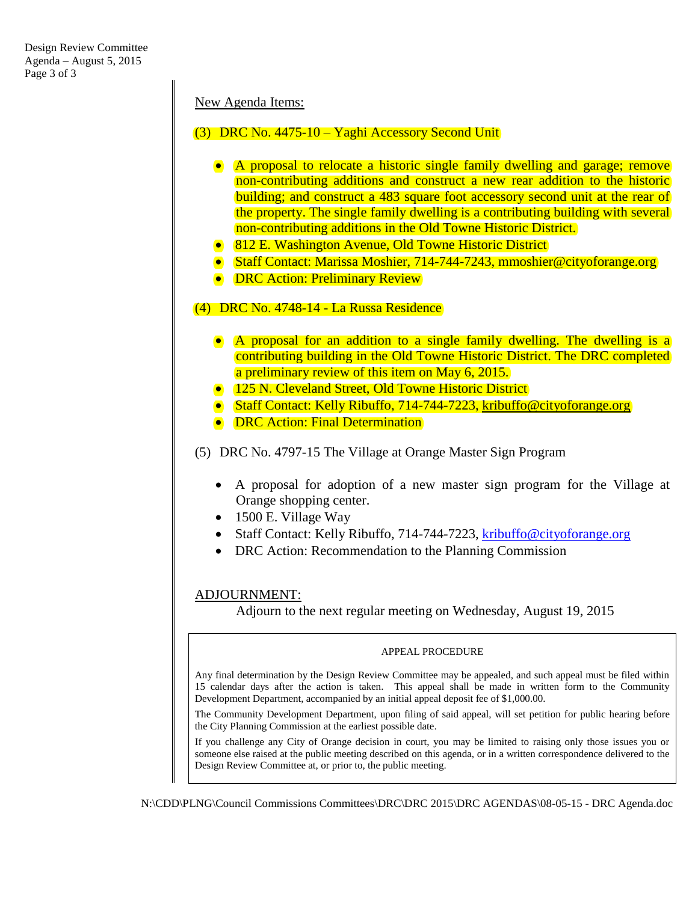New Agenda Items:

(3) DRC No. 4475-10 – Yaghi Accessory Second Unit

- A proposal to relocate a historic single family dwelling and garage; remove non-contributing additions and construct a new rear addition to the historic building; and construct a 483 square foot accessory second unit at the rear of the property. The single family dwelling is a contributing building with several non-contributing additions in the Old Towne Historic District.
- 812 E. Washington Avenue, Old Towne Historic District
- Staff Contact: Marissa Moshier, 714-744-7243, mmoshier@cityoforange.org
- DRC Action: Preliminary Review

(4) DRC No. 4748-14 - La Russa Residence

- A proposal for an addition to a single family dwelling. The dwelling is a contributing building in the Old Towne Historic District. The DRC completed a preliminary review of this item on May 6, 2015.
- 125 N. Cleveland Street, Old Towne Historic District
- Staff Contact: Kelly Ribuffo, 714-744-7223, kribuffo@cityoforange.org
- DRC Action: Final Determination

(5) DRC No. 4797-15 The Village at Orange Master Sign Program

- A proposal for adoption of a new master sign program for the Village at Orange shopping center.
- 1500 E. Village Way
- Staff Contact: Kelly Ribuffo, 714-744-7223, kribuffo@cityoforange.org
- DRC Action: Recommendation to the Planning Commission

ADJOURNMENT:

Adjourn to the next regular meeting on Wednesday, August 19, 2015

APPEAL PROCEDURE

Any final determination by the Design Review Committee may be appealed, and such appeal must be filed within 15 calendar days after the action is taken. This appeal shall be made in written form to the Community Development Department, accompanied by an initial appeal deposit fee of $1,000.00.

The Community Development Department, upon filing of said appeal, will set petition for public hearing before the City Planning Commission at the earliest possible date.

If you challenge any City of Orange decision in court, you may be limited to raising only those issues you or someone else raised at the public meeting described on this agenda, or in a written correspondence delivered to the Design Review Committee at, or prior to, the public meeting.

N:\CDD\PLNG\Council Commissions Committees\DRC\DRC 2015\DRC AGENDAS\08-05-15 - DRC Agenda.doc